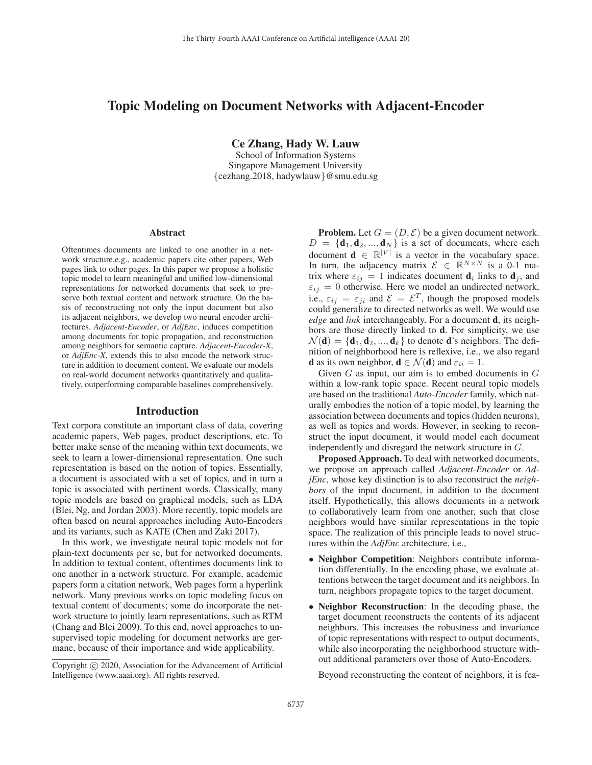# Topic Modeling on Document Networks with Adjacent-Encoder

**Ce Zhang, Hady W. Lauw**

School of Information Systems
Singapore Management University
{cezhang.2018, hadywlauw}@smu.edu.sg

## Abstract

Oftentimes documents are linked to one another in a network structure,e.g., academic papers cite other papers, Web pages link to other pages. In this paper we propose a holistic topic model to learn meaningful and unified low-dimensional representations for networked documents that seek to preserve both textual content and network structure. On the basis of reconstructing not only the input document but also its adjacent neighbors, we develop two neural encoder architectures. *Adjacent-Encoder*, or *AdjEnc*, induces competition among documents for topic propagation, and reconstruction among neighbors for semantic capture. *Adjacent-Encoder-X*, or *AdjEnc-X*, extends this to also encode the network structure in addition to document content. We evaluate our models on real-world document networks quantitatively and qualitatively, outperforming comparable baselines comprehensively.

## Introduction

Text corpora constitute an important class of data, covering academic papers, Web pages, product descriptions, etc. To better make sense of the meaning within text documents, we seek to learn a lower-dimensional representation. One such representation is based on the notion of topics. Essentially, a document is associated with a set of topics, and in turn a topic is associated with pertinent words. Classically, many topic models are based on graphical models, such as LDA (Blei, Ng, and Jordan 2003). More recently, topic models are often based on neural approaches including Auto-Encoders and its variants, such as KATE (Chen and Zaki 2017).

In this work, we investigate neural topic models not for plain-text documents per se, but for networked documents. In addition to textual content, oftentimes documents link to one another in a network structure. For example, academic papers form a citation network, Web pages form a hyperlink network. Many previous works on topic modeling focus on textual content of documents; some do incorporate the network structure to jointly learn representations, such as RTM (Chang and Blei 2009). To this end, novel approaches to unsupervised topic modeling for document networks are germane, because of their importance and wide applicability.

**Problem.** Let $G = (D, \mathcal{E})$ be a given document network. $D = \{\mathbf{d}_1, \mathbf{d}_2, ..., \mathbf{d}_N\}$ is a set of documents, where each document $\mathbf{d} \in \mathbb{R}^{|V|}$ is a vector in the vocabulary space. In turn, the adjacency matrix $\mathcal{E} \in \mathbb{R}^{N \times N}$ is a 0-1 matrix where $\varepsilon_{ij} = 1$ indicates document $\mathbf{d}_i$ links to $\mathbf{d}_j$, and $\varepsilon_{ij} = 0$ otherwise. Here we model an undirected network, i.e., $\varepsilon_{ij} = \varepsilon_{ji}$ and $\mathcal{E} = \mathcal{E}^T$, though the proposed models could generalize to directed networks as well. We would use *edge* and *link* interchangeably. For a document $\mathbf{d}$, its neighbors are those directly linked to $\mathbf{d}$. For simplicity, we use $\mathcal{N}(\mathbf{d}) = \{\mathbf{d}_1, \mathbf{d}_2, ..., \mathbf{d}_k\}$ to denote $\mathbf{d}$'s neighbors. The definition of neighborhood here is reflexive, i.e., we also regard $\mathbf{d}$ as its own neighbor, $\mathbf{d} \in \mathcal{N}(\mathbf{d})$ and $\varepsilon_{ii} = 1$.

Given $G$ as input, our aim is to embed documents in $G$ within a low-rank topic space. Recent neural topic models are based on the traditional *Auto-Encoder* family, which naturally embodies the notion of a topic model, by learning the association between documents and topics (hidden neurons), as well as topics and words. However, in seeking to reconstruct the input document, it would model each document independently and disregard the network structure in $G$.

**Proposed Approach.** To deal with networked documents, we propose an approach called *Adjacent-Encoder* or *AdjEnc*, whose key distinction is to also reconstruct the *neighbors* of the input document, in addition to the document itself. Hypothetically, this allows documents in a network to collaboratively learn from one another, such that close neighbors would have similar representations in the topic space. The realization of this principle leads to novel structures within the *AdjEnc* architecture, i.e.,

- **Neighbor Competition**: Neighbors contribute information differentially. In the encoding phase, we evaluate attentions between the target document and its neighbors. In turn, neighbors propagate topics to the target document.
- **Neighbor Reconstruction**: In the decoding phase, the target document reconstructs the contents of its adjacent neighbors. This increases the robustness and invariance of topic representations with respect to output documents, while also incorporating the neighborhood structure without additional parameters over those of Auto-Encoders.

Beyond reconstructing the content of neighbors, it is fea-

Copyright © 2020, Association for the Advancement of Artificial Intelligence (www.aaai.org). All rights reserved.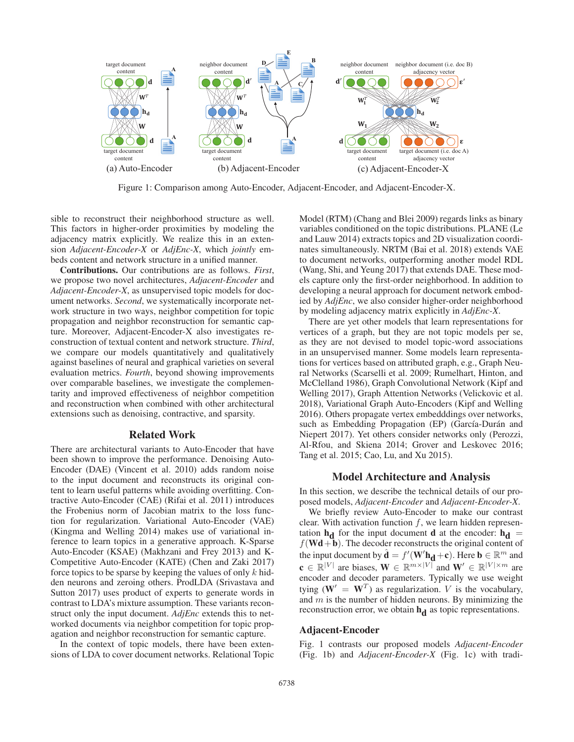Figure 1: Comparison among Auto-Encoder, Adjacent-Encoder, and Adjacent-Encoder-X.

sible to reconstruct their neighborhood structure as well. This factors in higher-order proximities by modeling the adjacency matrix explicitly. We realize this in an extension *Adjacent-Encoder-X* or *AdjEnc-X*, which *jointly* embeds content and network structure in a unified manner.

**Contributions.** Our contributions are as follows. *First*, we propose two novel architectures, *Adjacent-Encoder* and *Adjacent-Encoder-X*, as unsupervised topic models for document networks. *Second*, we systematically incorporate network structure in two ways, neighbor competition for topic propagation and neighbor reconstruction for semantic capture. Moreover, Adjacent-Encoder-X also investigates reconstruction of textual content and network structure. *Third*, we compare our models quantitatively and qualitatively against baselines of neural and graphical varieties on several evaluation metrics. *Fourth*, beyond showing improvements over comparable baselines, we investigate the complementarity and improved effectiveness of neighbor competition and reconstruction when combined with other architectural extensions such as denoising, contractive, and sparsity.

## Related Work

There are architectural variants to Auto-Encoder that have been shown to improve the performance. Denoising Auto-Encoder (DAE) (Vincent et al. 2010) adds random noise to the input document and reconstructs its original content to learn useful patterns while avoiding overfitting. Contractive Auto-Encoder (CAE) (Rifai et al. 2011) introduces the Frobenius norm of Jacobian matrix to the loss function for regularization. Variational Auto-Encoder (VAE) (Kingma and Welling 2014) makes use of variational inference to learn topics in a generative approach. K-Sparse Auto-Encoder (KSAE) (Makhzani and Frey 2013) and K-Competitive Auto-Encoder (KATE) (Chen and Zaki 2017) force topics to be sparse by keeping the values of only $k$ hidden neurons and zeroing others. ProdLDA (Srivastava and Sutton 2017) uses product of experts to generate words in contrast to LDA's mixture assumption. These variants reconstruct only the input document. *AdjEnc* extends this to networked documents via neighbor competition for topic propagation and neighbor reconstruction for semantic capture.

In the context of topic models, there have been extensions of LDA to cover document networks. Relational Topic Model (RTM) (Chang and Blei 2009) regards links as binary variables conditioned on the topic distributions. PLANE (Le and Lauw 2014) extracts topics and 2D visualization coordinates simultaneously. NRTM (Bai et al. 2018) extends VAE to document networks, outperforming another model RDL (Wang, Shi, and Yeung 2017) that extends DAE. These models capture only the first-order neighborhood. In addition to developing a neural approach for document network embodied by *AdjEnc*, we also consider higher-order neighborhood by modeling adjacency matrix explicitly in *AdjEnc-X*.

There are yet other models that learn representations for vertices of a graph, but they are not topic models per se, as they are not devised to model topic-word associations in an unsupervised manner. Some models learn representations for vertices based on attributed graph, e.g., Graph Neural Networks (Scarselli et al. 2009; Rumelhart, Hinton, and McClelland 1986), Graph Convolutional Network (Kipf and Welling 2017), Graph Attention Networks (Velickovic et al. 2018), Variational Graph Auto-Encoders (Kipf and Welling 2016). Others propagate vertex embedddings over networks, such as Embedding Propagation (EP) (García-Durán and Niepert 2017). Yet others consider networks only (Perozzi, Al-Rfou, and Skiena 2014; Grover and Leskovec 2016; Tang et al. 2015; Cao, Lu, and Xu 2015).

## Model Architecture and Analysis

In this section, we describe the technical details of our proposed models, *Adjacent-Encoder* and *Adjacent-Encoder-X*.

We briefly review Auto-Encoder to make our contrast clear. With activation function $f$, we learn hidden representation $\mathbf{h_d}$ for the input document $\mathbf{d}$ at the encoder: $\mathbf{h_d} = f(\mathbf{W}\mathbf{d}+\mathbf{b})$. The decoder reconstructs the original content of the input document by $\hat{\mathbf{d}} = f'(\mathbf{W}'\mathbf{h_d}+\mathbf{c})$. Here $\mathbf{b} \in \mathbb{R}^m$ and $\mathbf{c} \in \mathbb{R}^{|V|}$ are biases, $\mathbf{W} \in \mathbb{R}^{m\times|V|}$ and $\mathbf{W}' \in \mathbb{R}^{|V|\times m}$ are encoder and decoder parameters. Typically we use weight tying ($\mathbf{W}' = \mathbf{W}^T$) as regularization. $V$ is the vocabulary, and $m$ is the number of hidden neurons. By minimizing the reconstruction error, we obtain $\mathbf{h_d}$ as topic representations.

### Adjacent-Encoder

Fig. 1 contrasts our proposed models *Adjacent-Encoder* (Fig. 1b) and *Adjacent-Encoder-X* (Fig. 1c) with tradi-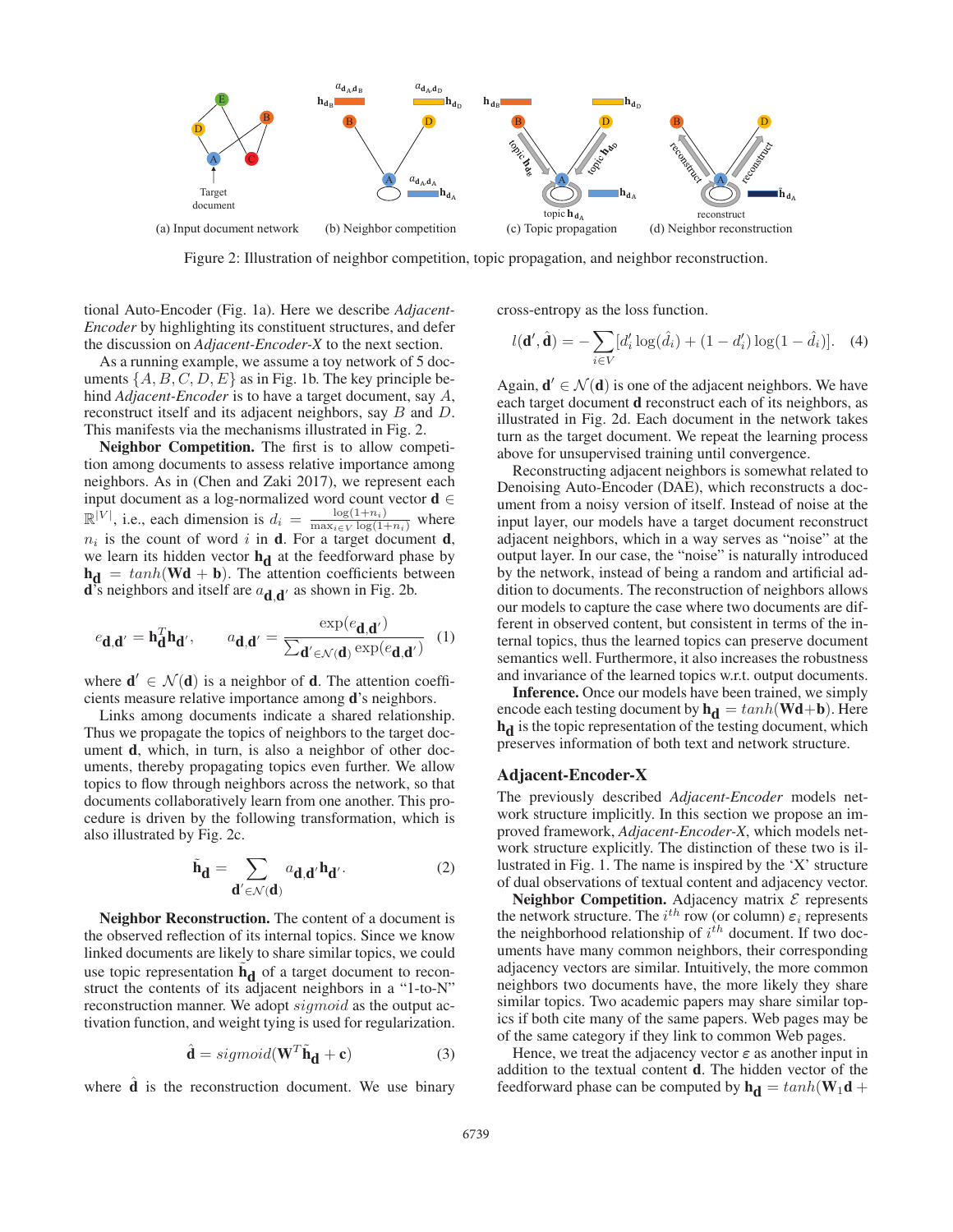Figure 2: Illustration of neighbor competition, topic propagation, and neighbor reconstruction.

tional Auto-Encoder (Fig. 1a). Here we describe *Adjacent-Encoder* by highlighting its constituent structures, and defer the discussion on *Adjacent-Encoder-X* to the next section.

As a running example, we assume a toy network of 5 documents $\{A, B, C, D, E\}$ as in Fig. 1b. The key principle behind *Adjacent-Encoder* is to have a target document, say $A$, reconstruct itself and its adjacent neighbors, say $B$ and $D$. This manifests via the mechanisms illustrated in Fig. 2.

**Neighbor Competition.** The first is to allow competition among documents to assess relative importance among neighbors. As in (Chen and Zaki 2017), we represent each input document as a log-normalized word count vector $\mathbf{d} \in \mathbb{R}^{|V|}$, i.e., each dimension is $d_i = \frac{\log(1+n_i)}{\max_{i \in V} \log(1+n_i)}$ where $n_i$ is the count of word $i$ in $\mathbf{d}$. For a target document $\mathbf{d}$, we learn its hidden vector $\mathbf{h_d}$ at the feedforward phase by $\mathbf{h_d} = tanh(\mathbf{Wd} + \mathbf{b})$. The attention coefficients between $\mathbf{d}$'s neighbors and itself are $a_{\mathbf{d},\mathbf{d}'}$ as shown in Fig. 2b.

$$e_{\mathbf{d},\mathbf{d}'} = \mathbf{h}_{\mathbf{d}}^T \mathbf{h}_{\mathbf{d}'}, \qquad a_{\mathbf{d},\mathbf{d}'} = \frac{\exp(e_{\mathbf{d},\mathbf{d}'})}{\sum_{\mathbf{d}' \in \mathcal{N}(\mathbf{d})} \exp(e_{\mathbf{d},\mathbf{d}'})} \quad (1)$$

where $\mathbf{d}' \in \mathcal{N}(\mathbf{d})$ is a neighbor of $\mathbf{d}$. The attention coefficients measure relative importance among $\mathbf{d}$'s neighbors.

Links among documents indicate a shared relationship. Thus we propagate the topics of neighbors to the target document $\mathbf{d}$, which, in turn, is also a neighbor of other documents, thereby propagating topics even further. We allow topics to flow through neighbors across the network, so that documents collaboratively learn from one another. This procedure is driven by the following transformation, which is also illustrated by Fig. 2c.

$$\tilde{\mathbf{h}}_{\mathbf{d}} = \sum_{\mathbf{d}' \in \mathcal{N}(\mathbf{d})} a_{\mathbf{d},\mathbf{d}'} \mathbf{h}_{\mathbf{d}'}. \quad (2)$$

**Neighbor Reconstruction.** The content of a document is the observed reflection of its internal topics. Since we know linked documents are likely to share similar topics, we could use topic representation $\tilde{\mathbf{h}}_{\mathbf{d}}$ of a target document to reconstruct the contents of its adjacent neighbors in a "1-to-N" reconstruction manner. We adopt $sigmoid$ as the output activation function, and weight tying is used for regularization.

$$\hat{\mathbf{d}} = sigmoid(\mathbf{W}^T \tilde{\mathbf{h}}_{\mathbf{d}} + \mathbf{c}) \quad (3)$$

where $\hat{\mathbf{d}}$ is the reconstruction document. We use binary cross-entropy as the loss function.

$$l(\mathbf{d}', \hat{\mathbf{d}}) = -\sum_{i \in V} [d_i' \log(\hat{d}_i) + (1 - d_i') \log(1 - \hat{d}_i)]. \quad (4)$$

Again, $\mathbf{d}' \in \mathcal{N}(\mathbf{d})$ is one of the adjacent neighbors. We have each target document $\mathbf{d}$ reconstruct each of its neighbors, as illustrated in Fig. 2d. Each document in the network takes turn as the target document. We repeat the learning process above for unsupervised training until convergence.

Reconstructing adjacent neighbors is somewhat related to Denoising Auto-Encoder (DAE), which reconstructs a document from a noisy version of itself. Instead of noise at the input layer, our models have a target document reconstruct adjacent neighbors, which in a way serves as "noise" at the output layer. In our case, the "noise" is naturally introduced by the network, instead of being a random and artificial addition to documents. The reconstruction of neighbors allows our models to capture the case where two documents are different in observed content, but consistent in terms of the internal topics, thus the learned topics can preserve document semantics well. Furthermore, it also increases the robustness and invariance of the learned topics w.r.t. output documents.

**Inference.** Once our models have been trained, we simply encode each testing document by $\mathbf{h_d} = tanh(\mathbf{Wd}+\mathbf{b})$. Here $\mathbf{h_d}$ is the topic representation of the testing document, which preserves information of both text and network structure.

## Adjacent-Encoder-X

The previously described *Adjacent-Encoder* models network structure implicitly. In this section we propose an improved framework, *Adjacent-Encoder-X*, which models network structure explicitly. The distinction of these two is illustrated in Fig. 1. The name is inspired by the 'X' structure of dual observations of textual content and adjacency vector.

**Neighbor Competition.** Adjacency matrix $\mathcal{E}$ represents the network structure. The $i^{th}$ row (or column) $\varepsilon_i$ represents the neighborhood relationship of $i^{th}$ document. If two documents have many common neighbors, their corresponding adjacency vectors are similar. Intuitively, the more common neighbors two documents have, the more likely they share similar topics. Two academic papers may share similar topics if both cite many of the same papers. Web pages may be of the same category if they link to common Web pages.

Hence, we treat the adjacency vector $\varepsilon$ as another input in addition to the textual content $\mathbf{d}$. The hidden vector of the feedforward phase can be computed by $\mathbf{h_d} = tanh(\mathbf{W}_1\mathbf{d} +$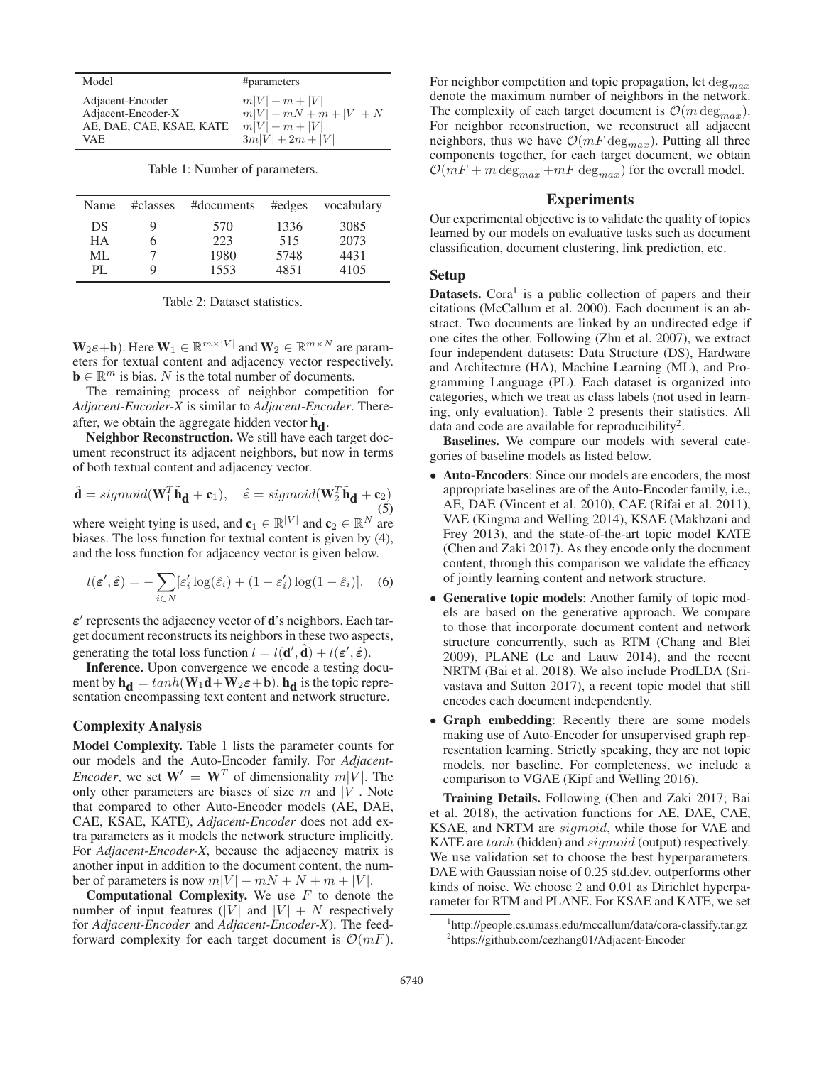| Model | #parameters |
| --- | --- |
| Adjacent-Encoder | $m\|V\| + m + \|V\|$ |
| Adjacent-Encoder-X | $m\|V\| + mN + m + \|V\| + N$ |
| AE, DAE, CAE, KSAE, KATE | $m\|V\| + m + \|V\|$ |
| VAE | $3m\|V\| + 2m + \|V\|$ |

Table 1: Number of parameters.

| Name | #classes | #documents | #edges | vocabulary |
| --- | --- | --- | --- | --- |
| DS | 9 | 570 | 1336 | 3085 |
| HA | 6 | 223 | 515 | 2073 |
| ML | 7 | 1980 | 5748 | 4431 |
| PL | 9 | 1553 | 4851 | 4105 |

Table 2: Dataset statistics.

$\mathbf{W}_2\boldsymbol{\varepsilon}+\mathbf{b}$). Here $\mathbf{W}_1 \in \mathbb{R}^{m\times|V|}$ and $\mathbf{W}_2 \in \mathbb{R}^{m\times N}$ are parameters for textual content and adjacency vector respectively. $\mathbf{b} \in \mathbb{R}^m$ is bias. $N$ is the total number of documents.

The remaining process of neighbor competition for *Adjacent-Encoder-X* is similar to *Adjacent-Encoder*. Thereafter, we obtain the aggregate hidden vector $\tilde{\mathbf{h}}_{\mathbf{d}}$.

**Neighbor Reconstruction.** We still have each target document reconstruct its adjacent neighbors, but now in terms of both textual content and adjacency vector.

$$\hat{\mathbf{d}} = sigmoid(\mathbf{W}_1^T\tilde{\mathbf{h}}_{\mathbf{d}} + \mathbf{c}_1), \quad \hat{\boldsymbol{\varepsilon}} = sigmoid(\mathbf{W}_2^T\tilde{\mathbf{h}}_{\mathbf{d}} + \mathbf{c}_2) \tag{5}$$

where weight tying is used, and $\mathbf{c}_1 \in \mathbb{R}^{|V|}$ and $\mathbf{c}_2 \in \mathbb{R}^N$ are biases. The loss function for textual content is given by (4), and the loss function for adjacency vector is given below.

$$l(\boldsymbol{\varepsilon}', \hat{\boldsymbol{\varepsilon}}) = -\sum_{i\in N}[\varepsilon_i' \log(\hat{\varepsilon}_i) + (1-\varepsilon_i')\log(1-\hat{\varepsilon}_i)]. \tag{6}$$

$\boldsymbol{\varepsilon}'$ represents the adjacency vector of $\mathbf{d}$'s neighbors. Each target document reconstructs its neighbors in these two aspects, generating the total loss function $l = l(\mathbf{d}', \hat{\mathbf{d}}) + l(\boldsymbol{\varepsilon}', \hat{\boldsymbol{\varepsilon}})$.

**Inference.** Upon convergence we encode a testing document by $\mathbf{h}_{\mathbf{d}} = tanh(\mathbf{W}_1\mathbf{d}+\mathbf{W}_2\boldsymbol{\varepsilon}+\mathbf{b})$. $\mathbf{h}_{\mathbf{d}}$ is the topic representation encompassing text content and network structure.

### Complexity Analysis

**Model Complexity.** Table 1 lists the parameter counts for our models and the Auto-Encoder family. For *Adjacent-Encoder*, we set $\mathbf{W}' = \mathbf{W}^T$ of dimensionality $m|V|$. The only other parameters are biases of size $m$ and $|V|$. Note that compared to other Auto-Encoder models (AE, DAE, CAE, KSAE, KATE), *Adjacent-Encoder* does not add extra parameters as it models the network structure implicitly. For *Adjacent-Encoder-X*, because the adjacency matrix is another input in addition to the document content, the number of parameters is now $m|V| + mN + N + m + |V|$.

**Computational Complexity.** We use $F$ to denote the number of input features ($|V|$ and $|V| + N$ respectively for *Adjacent-Encoder* and *Adjacent-Encoder-X*). The feedforward complexity for each target document is $\mathcal{O}(mF)$. For neighbor competition and topic propagation, let $\deg_{max}$ denote the maximum number of neighbors in the network. The complexity of each target document is $\mathcal{O}(m \deg_{max})$. For neighbor reconstruction, we reconstruct all adjacent neighbors, thus we have $\mathcal{O}(mF \deg_{max})$. Putting all three components together, for each target document, we obtain $\mathcal{O}(mF + m \deg_{max} + mF \deg_{max})$ for the overall model.

## Experiments

Our experimental objective is to validate the quality of topics learned by our models on evaluative tasks such as document classification, document clustering, link prediction, etc.

### Setup

**Datasets.** Cora[1] is a public collection of papers and their citations (McCallum et al. 2000). Each document is an abstract. Two documents are linked by an undirected edge if one cites the other. Following (Zhu et al. 2007), we extract four independent datasets: Data Structure (DS), Hardware and Architecture (HA), Machine Learning (ML), and Programming Language (PL). Each dataset is organized into categories, which we treat as class labels (not used in learning, only evaluation). Table 2 presents their statistics. All data and code are available for reproducibility[2].

**Baselines.** We compare our models with several categories of baseline models as listed below.

- **Auto-Encoders**: Since our models are encoders, the most appropriate baselines are of the Auto-Encoder family, i.e., AE, DAE (Vincent et al. 2010), CAE (Rifai et al. 2011), VAE (Kingma and Welling 2014), KSAE (Makhzani and Frey 2013), and the state-of-the-art topic model KATE (Chen and Zaki 2017). As they encode only the document content, through this comparison we validate the efficacy of jointly learning content and network structure.
- **Generative topic models**: Another family of topic models are based on the generative approach. We compare to those that incorporate document content and network structure concurrently, such as RTM (Chang and Blei 2009), PLANE (Le and Lauw 2014), and the recent NRTM (Bai et al. 2018). We also include ProdLDA (Srivastava and Sutton 2017), a recent topic model that still encodes each document independently.
- **Graph embedding**: Recently there are some models making use of Auto-Encoder for unsupervised graph representation learning. Strictly speaking, they are not topic models, nor baseline. For completeness, we include a comparison to VGAE (Kipf and Welling 2016).

**Training Details.** Following (Chen and Zaki 2017; Bai et al. 2018), the activation functions for AE, DAE, CAE, KSAE, and NRTM are $sigmoid$, while those for VAE and KATE are $tanh$ (hidden) and $sigmoid$ (output) respectively. We use validation set to choose the best hyperparameters. DAE with Gaussian noise of 0.25 std.dev. outperforms other kinds of noise. We choose 2 and 0.01 as Dirichlet hyperparameter for RTM and PLANE. For KSAE and KATE, we set

[1] http://people.cs.umass.edu/mccallum/data/cora-classify.tar.gz

[2] https://github.com/cezhang01/Adjacent-Encoder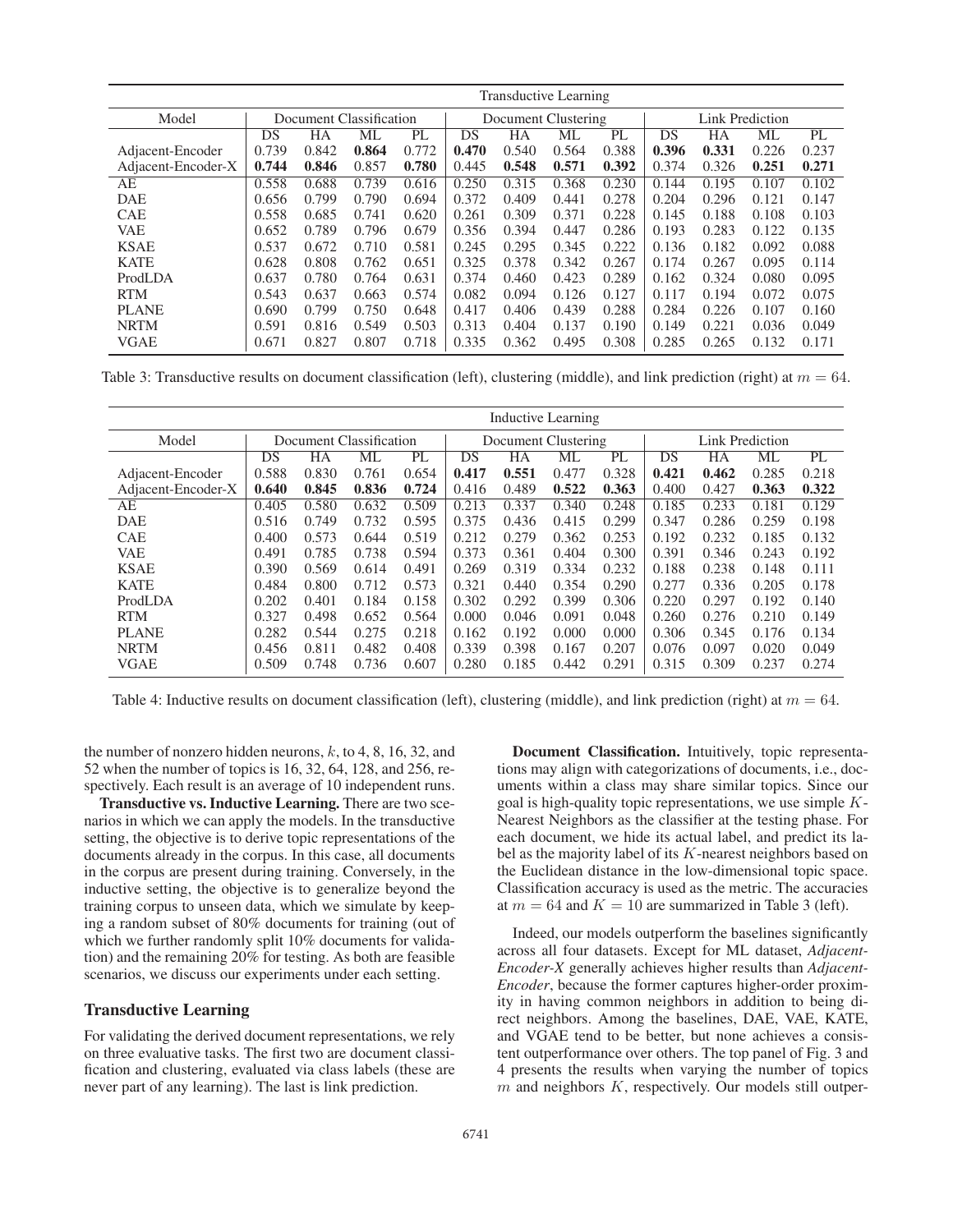| | Transductive Learning | | | | | | | | | | | |
|---|---|---|---|---|---|---|---|---|---|---|---|---|
| Model | Document Classification | | | | Document Clustering | | | | Link Prediction | | | |
| | DS | HA | ML | PL | DS | HA | ML | PL | DS | HA | ML | PL |
| Adjacent-Encoder | 0.739 | 0.842 | **0.864** | 0.772 | **0.470** | 0.540 | 0.564 | 0.388 | **0.396** | **0.331** | 0.226 | 0.237 |
| Adjacent-Encoder-X | **0.744** | **0.846** | 0.857 | **0.780** | 0.445 | **0.548** | **0.571** | **0.392** | 0.374 | 0.326 | **0.251** | **0.271** |
| AE | 0.558 | 0.688 | 0.739 | 0.616 | 0.250 | 0.315 | 0.368 | 0.230 | 0.144 | 0.195 | 0.107 | 0.102 |
| DAE | 0.656 | 0.799 | 0.790 | 0.694 | 0.372 | 0.409 | 0.441 | 0.278 | 0.204 | 0.296 | 0.121 | 0.147 |
| CAE | 0.558 | 0.685 | 0.741 | 0.620 | 0.261 | 0.309 | 0.371 | 0.228 | 0.145 | 0.188 | 0.108 | 0.103 |
| VAE | 0.652 | 0.789 | 0.796 | 0.679 | 0.356 | 0.394 | 0.447 | 0.286 | 0.193 | 0.283 | 0.122 | 0.135 |
| KSAE | 0.537 | 0.672 | 0.710 | 0.581 | 0.245 | 0.295 | 0.345 | 0.222 | 0.136 | 0.182 | 0.092 | 0.088 |
| KATE | 0.628 | 0.808 | 0.762 | 0.651 | 0.325 | 0.378 | 0.342 | 0.267 | 0.174 | 0.267 | 0.095 | 0.114 |
| ProdLDA | 0.637 | 0.780 | 0.764 | 0.631 | 0.374 | 0.460 | 0.423 | 0.289 | 0.162 | 0.324 | 0.080 | 0.095 |
| RTM | 0.543 | 0.637 | 0.663 | 0.574 | 0.082 | 0.094 | 0.126 | 0.127 | 0.117 | 0.194 | 0.072 | 0.075 |
| PLANE | 0.690 | 0.799 | 0.750 | 0.648 | 0.417 | 0.406 | 0.439 | 0.288 | 0.284 | 0.226 | 0.107 | 0.160 |
| NRTM | 0.591 | 0.816 | 0.549 | 0.503 | 0.313 | 0.404 | 0.137 | 0.190 | 0.149 | 0.221 | 0.036 | 0.049 |
| VGAE | 0.671 | 0.827 | 0.807 | 0.718 | 0.335 | 0.362 | 0.495 | 0.308 | 0.285 | 0.265 | 0.132 | 0.171 |

Table 3: Transductive results on document classification (left), clustering (middle), and link prediction (right) at $m = 64$.

| | Inductive Learning | | | | | | | | | | | |
|---|---|---|---|---|---|---|---|---|---|---|---|---|
| Model | Document Classification | | | | Document Clustering | | | | Link Prediction | | | |
| | DS | HA | ML | PL | DS | HA | ML | PL | DS | HA | ML | PL |
| Adjacent-Encoder | 0.588 | 0.830 | 0.761 | 0.654 | **0.417** | **0.551** | 0.477 | 0.328 | **0.421** | **0.462** | 0.285 | 0.218 |
| Adjacent-Encoder-X | **0.640** | **0.845** | **0.836** | **0.724** | 0.416 | 0.489 | **0.522** | **0.363** | 0.400 | 0.427 | **0.363** | **0.322** |
| AE | 0.405 | 0.580 | 0.632 | 0.509 | 0.213 | 0.337 | 0.340 | 0.248 | 0.185 | 0.233 | 0.181 | 0.129 |
| DAE | 0.516 | 0.749 | 0.732 | 0.595 | 0.375 | 0.436 | 0.415 | 0.299 | 0.347 | 0.286 | 0.259 | 0.198 |
| CAE | 0.400 | 0.573 | 0.644 | 0.519 | 0.212 | 0.279 | 0.362 | 0.253 | 0.192 | 0.232 | 0.185 | 0.132 |
| VAE | 0.491 | 0.785 | 0.738 | 0.594 | 0.373 | 0.361 | 0.404 | 0.300 | 0.391 | 0.346 | 0.243 | 0.192 |
| KSAE | 0.390 | 0.569 | 0.614 | 0.491 | 0.269 | 0.319 | 0.334 | 0.232 | 0.188 | 0.238 | 0.148 | 0.111 |
| KATE | 0.484 | 0.800 | 0.712 | 0.573 | 0.321 | 0.440 | 0.354 | 0.290 | 0.277 | 0.336 | 0.205 | 0.178 |
| ProdLDA | 0.202 | 0.401 | 0.184 | 0.158 | 0.302 | 0.292 | 0.399 | 0.306 | 0.220 | 0.297 | 0.192 | 0.140 |
| RTM | 0.327 | 0.498 | 0.652 | 0.564 | 0.000 | 0.046 | 0.091 | 0.048 | 0.260 | 0.276 | 0.210 | 0.149 |
| PLANE | 0.282 | 0.544 | 0.275 | 0.218 | 0.162 | 0.192 | 0.000 | 0.000 | 0.306 | 0.345 | 0.176 | 0.134 |
| NRTM | 0.456 | 0.811 | 0.482 | 0.408 | 0.339 | 0.398 | 0.167 | 0.207 | 0.076 | 0.097 | 0.020 | 0.049 |
| VGAE | 0.509 | 0.748 | 0.736 | 0.607 | 0.280 | 0.185 | 0.442 | 0.291 | 0.315 | 0.309 | 0.237 | 0.274 |

Table 4: Inductive results on document classification (left), clustering (middle), and link prediction (right) at $m = 64$.

the number of nonzero hidden neurons, $k$, to 4, 8, 16, 32, and 52 when the number of topics is 16, 32, 64, 128, and 256, respectively. Each result is an average of 10 independent runs.

**Transductive vs. Inductive Learning.** There are two scenarios in which we can apply the models. In the transductive setting, the objective is to derive topic representations of the documents already in the corpus. In this case, all documents in the corpus are present during training. Conversely, in the inductive setting, the objective is to generalize beyond the training corpus to unseen data, which we simulate by keeping a random subset of 80% documents for training (out of which we further randomly split 10% documents for validation) and the remaining 20% for testing. As both are feasible scenarios, we discuss our experiments under each setting.

## Transductive Learning

For validating the derived document representations, we rely on three evaluative tasks. The first two are document classification and clustering, evaluated via class labels (these are never part of any learning). The last is link prediction.

**Document Classification.** Intuitively, topic representations may align with categorizations of documents, i.e., documents within a class may share similar topics. Since our goal is high-quality topic representations, we use simple $K$-Nearest Neighbors as the classifier at the testing phase. For each document, we hide its actual label, and predict its label as the majority label of its $K$-nearest neighbors based on the Euclidean distance in the low-dimensional topic space. Classification accuracy is used as the metric. The accuracies at $m = 64$ and $K = 10$ are summarized in Table 3 (left).

Indeed, our models outperform the baselines significantly across all four datasets. Except for ML dataset, *Adjacent-Encoder-X* generally achieves higher results than *Adjacent-Encoder*, because the former captures higher-order proximity in having common neighbors in addition to being direct neighbors. Among the baselines, DAE, VAE, KATE, and VGAE tend to be better, but none achieves a consistent outperformance over others. The top panel of Fig. 3 and 4 presents the results when varying the number of topics $m$ and neighbors $K$, respectively. Our models still outper-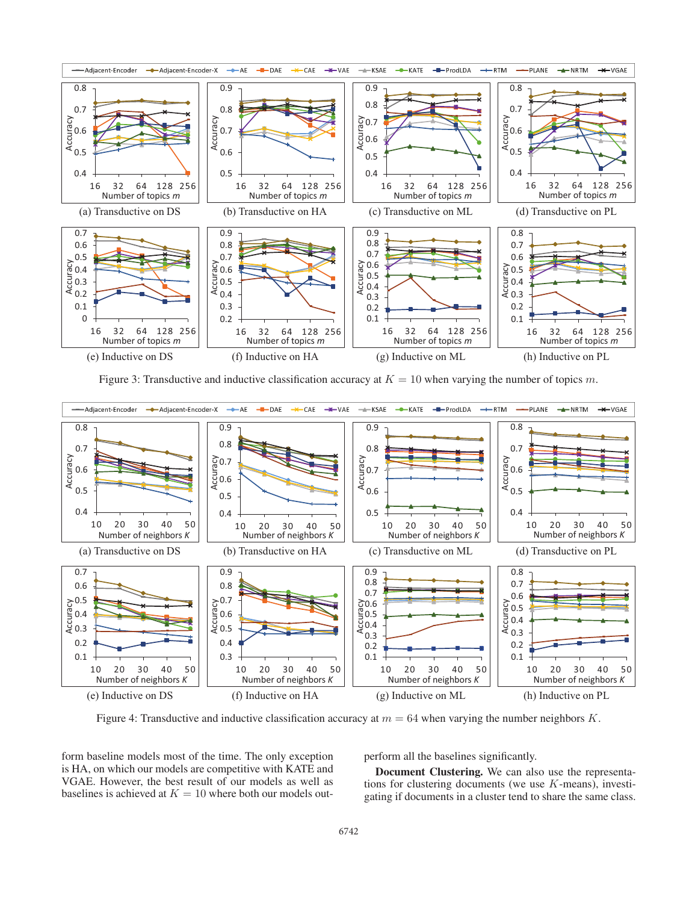(a) Transductive on DS

(b) Transductive on HA

(c) Transductive on ML

(d) Transductive on PL

(e) Inductive on DS

(f) Inductive on HA

(g) Inductive on ML

(h) Inductive on PL

Figure 3: Transductive and inductive classification accuracy at $K = 10$ when varying the number of topics $m$.

(a) Transductive on DS

(b) Transductive on HA

(c) Transductive on ML

(d) Transductive on PL

(e) Inductive on DS

(f) Inductive on HA

(g) Inductive on ML

(h) Inductive on PL

Figure 4: Transductive and inductive classification accuracy at $m = 64$ when varying the number neighbors $K$.

form baseline models most of the time. The only exception is HA, on which our models are competitive with KATE and VGAE. However, the best result of our models as well as baselines is achieved at $K = 10$ where both our models outperform all the baselines significantly.

**Document Clustering.** We can also use the representations for clustering documents (we use $K$-means), investigating if documents in a cluster tend to share the same class.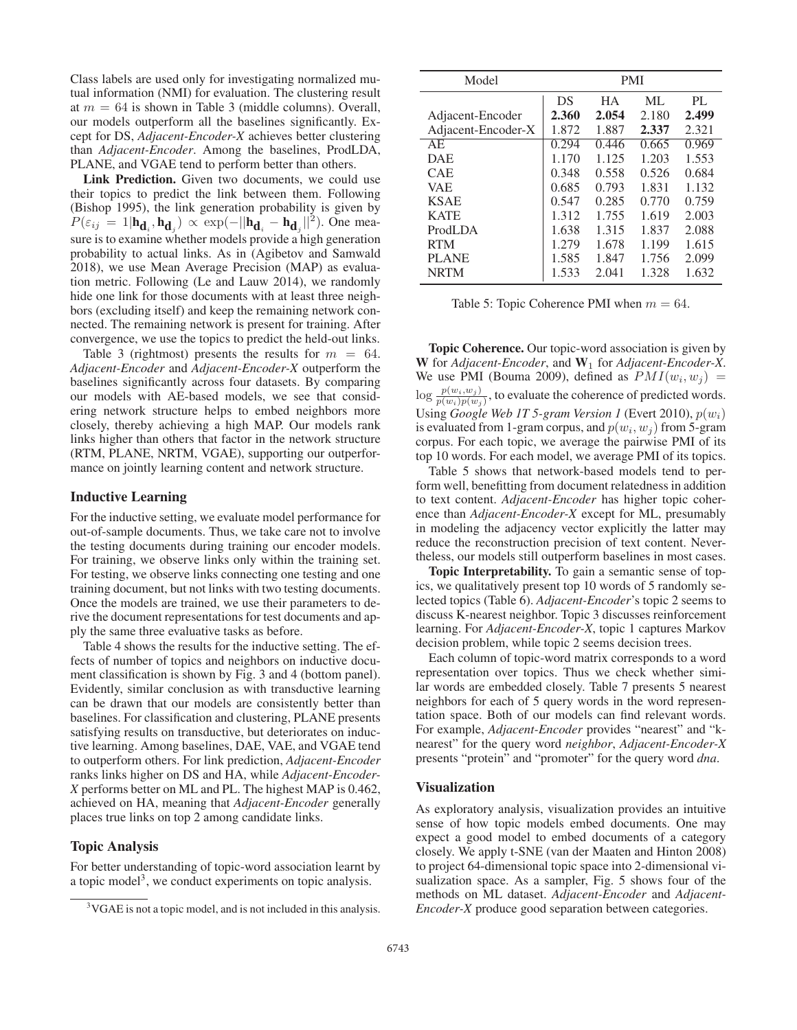Class labels are used only for investigating normalized mutual information (NMI) for evaluation. The clustering result at $m = 64$ is shown in Table 3 (middle columns). Overall, our models outperform all the baselines significantly. Except for DS, *Adjacent-Encoder-X* achieves better clustering than *Adjacent-Encoder*. Among the baselines, ProdLDA, PLANE, and VGAE tend to perform better than others.

**Link Prediction.** Given two documents, we could use their topics to predict the link between them. Following (Bishop 1995), the link generation probability is given by $P(\varepsilon_{ij} = 1|\mathbf{h}_{\mathbf{d}_i}, \mathbf{h}_{\mathbf{d}_j}) \propto \exp(-||\mathbf{h}_{\mathbf{d}_i} - \mathbf{h}_{\mathbf{d}_j}||^2)$. One measure is to examine whether models provide a high generation probability to actual links. As in (Agibetov and Samwald 2018), we use Mean Average Precision (MAP) as evaluation metric. Following (Le and Lauw 2014), we randomly hide one link for those documents with at least three neighbors (excluding itself) and keep the remaining network connected. The remaining network is present for training. After convergence, we use the topics to predict the held-out links.

Table 3 (rightmost) presents the results for $m = 64$. *Adjacent-Encoder* and *Adjacent-Encoder-X* outperform the baselines significantly across four datasets. By comparing our models with AE-based models, we see that considering network structure helps to embed neighbors more closely, thereby achieving a high MAP. Our models rank links higher than others that factor in the network structure (RTM, PLANE, NRTM, VGAE), supporting our outperformance on jointly learning content and network structure.

## Inductive Learning

For the inductive setting, we evaluate model performance for out-of-sample documents. Thus, we take care not to involve the testing documents during training our encoder models. For training, we observe links only within the training set. For testing, we observe links connecting one testing and one training document, but not links with two testing documents. Once the models are trained, we use their parameters to derive the document representations for test documents and apply the same three evaluative tasks as before.

Table 4 shows the results for the inductive setting. The effects of number of topics and neighbors on inductive document classification is shown by Fig. 3 and 4 (bottom panel). Evidently, similar conclusion as with transductive learning can be drawn that our models are consistently better than baselines. For classification and clustering, PLANE presents satisfying results on transductive, but deteriorates on inductive learning. Among baselines, DAE, VAE, and VGAE tend to outperform others. For link prediction, *Adjacent-Encoder* ranks links higher on DS and HA, while *Adjacent-Encoder-X* performs better on ML and PL. The highest MAP is 0.462, achieved on HA, meaning that *Adjacent-Encoder* generally places true links on top 2 among candidate links.

## Topic Analysis

For better understanding of topic-word association learnt by a topic model[3], we conduct experiments on topic analysis.

[3]VGAE is not a topic model, and is not included in this analysis.

| Model | PMI | | | |
|---|---|---|---|---|
| | DS | HA | ML | PL |
| Adjacent-Encoder | **2.360** | **2.054** | 2.180 | **2.499** |
| Adjacent-Encoder-X | 1.872 | 1.887 | **2.337** | 2.321 |
| AE | 0.294 | 0.446 | 0.665 | 0.969 |
| DAE | 1.170 | 1.125 | 1.203 | 1.553 |
| CAE | 0.348 | 0.558 | 0.526 | 0.684 |
| VAE | 0.685 | 0.793 | 1.831 | 1.132 |
| KSAE | 0.547 | 0.285 | 0.770 | 0.759 |
| KATE | 1.312 | 1.755 | 1.619 | 2.003 |
| ProdLDA | 1.638 | 1.315 | 1.837 | 2.088 |
| RTM | 1.279 | 1.678 | 1.199 | 1.615 |
| PLANE | 1.585 | 1.847 | 1.756 | 2.099 |
| NRTM | 1.533 | 2.041 | 1.328 | 1.632 |

Table 5: Topic Coherence PMI when $m = 64$.

**Topic Coherence.** Our topic-word association is given by $\mathbf{W}$ for *Adjacent-Encoder*, and $\mathbf{W}_1$ for *Adjacent-Encoder-X*. We use PMI (Bouma 2009), defined as $PMI(w_i, w_j) = \log \frac{p(w_i, w_j)}{p(w_i)p(w_j)}$, to evaluate the coherence of predicted words. Using *Google Web 1T 5-gram Version 1* (Evert 2010), $p(w_i)$ is evaluated from 1-gram corpus, and $p(w_i, w_j)$ from 5-gram corpus. For each topic, we average the pairwise PMI of its top 10 words. For each model, we average PMI of its topics.

Table 5 shows that network-based models tend to perform well, benefitting from document relatedness in addition to text content. *Adjacent-Encoder* has higher topic coherence than *Adjacent-Encoder-X* except for ML, presumably in modeling the adjacency vector explicitly the latter may reduce the reconstruction precision of text content. Nevertheless, our models still outperform baselines in most cases.

**Topic Interpretability.** To gain a semantic sense of topics, we qualitatively present top 10 words of 5 randomly selected topics (Table 6). *Adjacent-Encoder*'s topic 2 seems to discuss K-nearest neighbor. Topic 3 discusses reinforcement learning. For *Adjacent-Encoder-X*, topic 1 captures Markov decision problem, while topic 2 seems decision trees.

Each column of topic-word matrix corresponds to a word representation over topics. Thus we check whether similar words are embedded closely. Table 7 presents 5 nearest neighbors for each of 5 query words in the word representation space. Both of our models can find relevant words. For example, *Adjacent-Encoder* provides "nearest" and "k-nearest" for the query word *neighbor*, *Adjacent-Encoder-X* presents "protein" and "promoter" for the query word *dna*.

## Visualization

As exploratory analysis, visualization provides an intuitive sense of how topic models embed documents. One may expect a good model to embed documents of a category closely. We apply t-SNE (van der Maaten and Hinton 2008) to project 64-dimensional topic space into 2-dimensional visualization space. As a sampler, Fig. 5 shows four of the methods on ML dataset. *Adjacent-Encoder* and *Adjacent-Encoder-X* produce good separation between categories.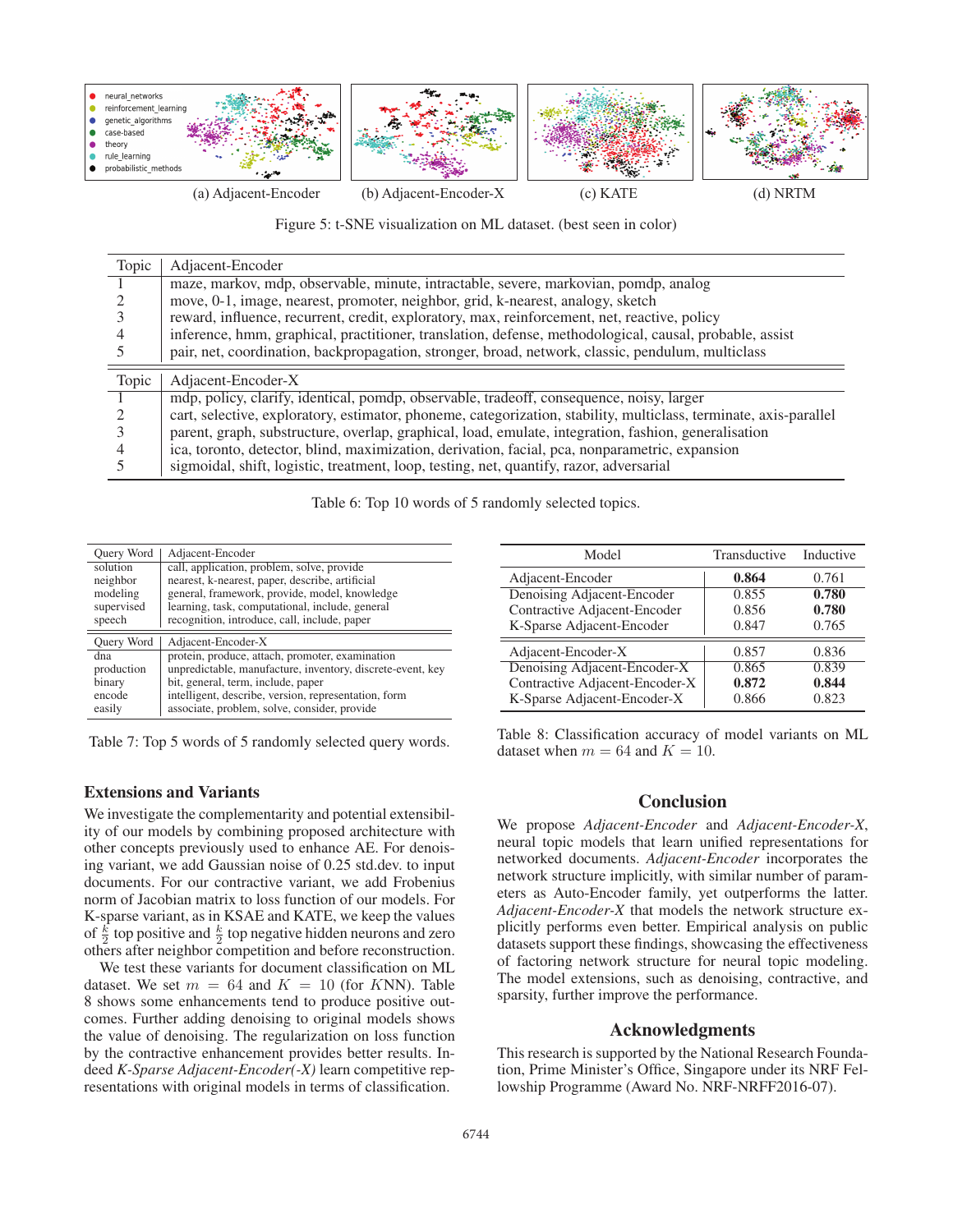(a) Adjacent-Encoder (b) Adjacent-Encoder-X (c) KATE (d) NRTM

Figure 5: t-SNE visualization on ML dataset. (best seen in color)

| Topic | Adjacent-Encoder |
|---|---|
| 1 | maze, markov, mdp, observable, minute, intractable, severe, markovian, pomdp, analog |
| 2 | move, 0-1, image, nearest, promoter, neighbor, grid, k-nearest, analogy, sketch |
| 3 | reward, influence, recurrent, credit, exploratory, max, reinforcement, net, reactive, policy |
| 4 | inference, hmm, graphical, practitioner, translation, defense, methodological, causal, probable, assist |
| 5 | pair, net, coordination, backpropagation, stronger, broad, network, classic, pendulum, multiclass |

| Topic | Adjacent-Encoder-X |
|---|---|
| 1 | mdp, policy, clarify, identical, pomdp, observable, tradeoff, consequence, noisy, larger |
| 2 | cart, selective, exploratory, estimator, phoneme, categorization, stability, multiclass, terminate, axis-parallel |
| 3 | parent, graph, substructure, overlap, graphical, load, emulate, integration, fashion, generalisation |
| 4 | ica, toronto, detector, blind, maximization, derivation, facial, pca, nonparametric, expansion |
| 5 | sigmoidal, shift, logistic, treatment, loop, testing, net, quantify, razor, adversarial |

Table 6: Top 10 words of 5 randomly selected topics.

| Query Word | Adjacent-Encoder |
|---|---|
| solution | call, application, problem, solve, provide |
| neighbor | nearest, k-nearest, paper, describe, artificial |
| modeling | general, framework, provide, model, knowledge |
| supervised | learning, task, computational, include, general |
| speech | recognition, introduce, call, include, paper |

| Query Word | Adjacent-Encoder-X |
|---|---|
| dna | protein, produce, attach, promoter, examination |
| production | unpredictable, manufacture, inventory, discrete-event, key |
| binary | bit, general, term, include, paper |
| encode | intelligent, describe, version, representation, form |
| easily | associate, problem, solve, consider, provide |

Table 7: Top 5 words of 5 randomly selected query words.

## Extensions and Variants

We investigate the complementarity and potential extensibility of our models by combining proposed architecture with other concepts previously used to enhance AE. For denoising variant, we add Gaussian noise of 0.25 std.dev. to input documents. For our contractive variant, we add Frobenius norm of Jacobian matrix to loss function of our models. For K-sparse variant, as in KSAE and KATE, we keep the values of $\frac{k}{2}$ top positive and $\frac{k}{2}$ top negative hidden neurons and zero others after neighbor competition and before reconstruction.

We test these variants for document classification on ML dataset. We set $m = 64$ and $K = 10$ (for $K$NN). Table 8 shows some enhancements tend to produce positive outcomes. Further adding denoising to original models shows the value of denoising. The regularization on loss function by the contractive enhancement provides better results. Indeed *K-Sparse Adjacent-Encoder(-X)* learn competitive representations with original models in terms of classification.

| Model | Transductive | Inductive |
|---|---|---|
| Adjacent-Encoder | **0.864** | 0.761 |
| Denoising Adjacent-Encoder | 0.855 | **0.780** |
| Contractive Adjacent-Encoder | 0.856 | **0.780** |
| K-Sparse Adjacent-Encoder | 0.847 | 0.765 |
| Adjacent-Encoder-X | 0.857 | 0.836 |
| Denoising Adjacent-Encoder-X | 0.865 | 0.839 |
| Contractive Adjacent-Encoder-X | **0.872** | **0.844** |
| K-Sparse Adjacent-Encoder-X | 0.866 | 0.823 |

Table 8: Classification accuracy of model variants on ML dataset when $m = 64$ and $K = 10$.

## Conclusion

We propose *Adjacent-Encoder* and *Adjacent-Encoder-X*, neural topic models that learn unified representations for networked documents. *Adjacent-Encoder* incorporates the network structure implicitly, with similar number of parameters as Auto-Encoder family, yet outperforms the latter. *Adjacent-Encoder-X* that models the network structure explicitly performs even better. Empirical analysis on public datasets support these findings, showcasing the effectiveness of factoring network structure for neural topic modeling. The model extensions, such as denoising, contractive, and sparsity, further improve the performance.

## Acknowledgments

This research is supported by the National Research Foundation, Prime Minister's Office, Singapore under its NRF Fellowship Programme (Award No. NRF-NRFF2016-07).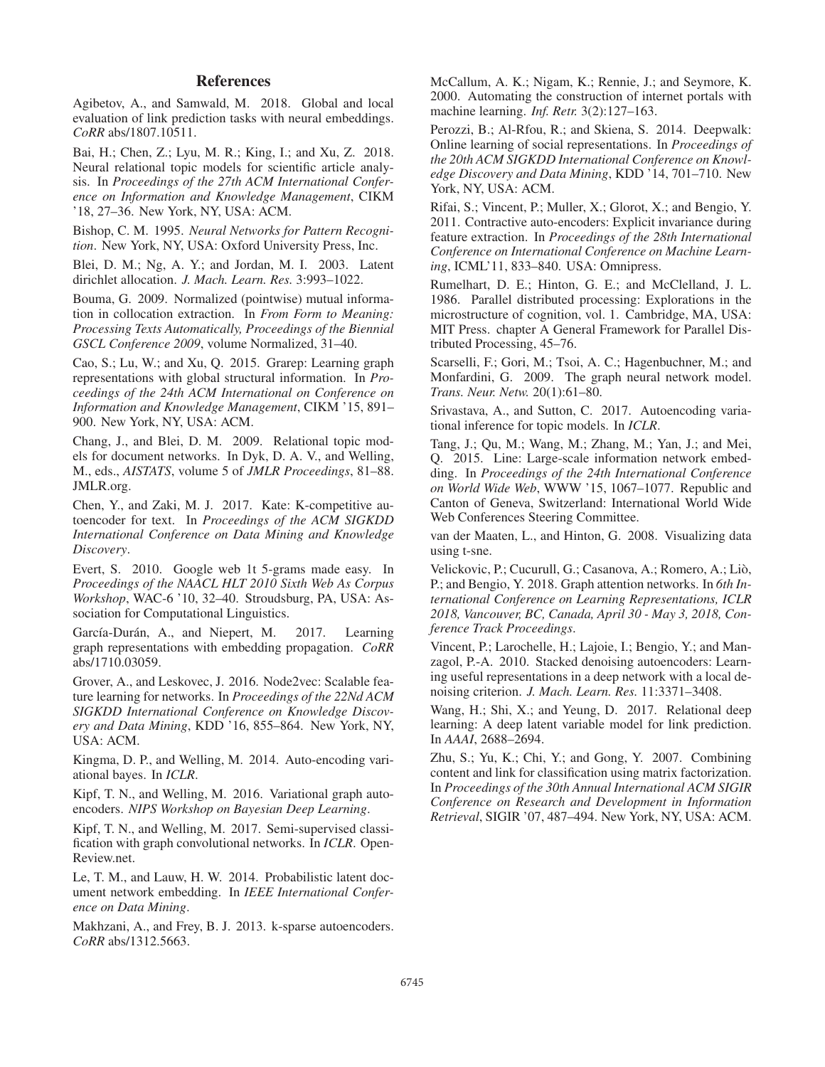## References

Agibetov, A., and Samwald, M. 2018. Global and local evaluation of link prediction tasks with neural embeddings. *CoRR* abs/1807.10511.

Bai, H.; Chen, Z.; Lyu, M. R.; King, I.; and Xu, Z. 2018. Neural relational topic models for scientific article analysis. In *Proceedings of the 27th ACM International Conference on Information and Knowledge Management*, CIKM '18, 27–36. New York, NY, USA: ACM.

Bishop, C. M. 1995. *Neural Networks for Pattern Recognition*. New York, NY, USA: Oxford University Press, Inc.

Blei, D. M.; Ng, A. Y.; and Jordan, M. I. 2003. Latent dirichlet allocation. *J. Mach. Learn. Res.* 3:993–1022.

Bouma, G. 2009. Normalized (pointwise) mutual information in collocation extraction. In *From Form to Meaning: Processing Texts Automatically, Proceedings of the Biennial GSCL Conference 2009*, volume Normalized, 31–40.

Cao, S.; Lu, W.; and Xu, Q. 2015. Grarep: Learning graph representations with global structural information. In *Proceedings of the 24th ACM International on Conference on Information and Knowledge Management*, CIKM '15, 891–900. New York, NY, USA: ACM.

Chang, J., and Blei, D. M. 2009. Relational topic models for document networks. In Dyk, D. A. V., and Welling, M., eds., *AISTATS*, volume 5 of *JMLR Proceedings*, 81–88. JMLR.org.

Chen, Y., and Zaki, M. J. 2017. Kate: K-competitive autoencoder for text. In *Proceedings of the ACM SIGKDD International Conference on Data Mining and Knowledge Discovery*.

Evert, S. 2010. Google web 1t 5-grams made easy. In *Proceedings of the NAACL HLT 2010 Sixth Web As Corpus Workshop*, WAC-6 '10, 32–40. Stroudsburg, PA, USA: Association for Computational Linguistics.

García-Durán, A., and Niepert, M. 2017. Learning graph representations with embedding propagation. *CoRR* abs/1710.03059.

Grover, A., and Leskovec, J. 2016. Node2vec: Scalable feature learning for networks. In *Proceedings of the 22Nd ACM SIGKDD International Conference on Knowledge Discovery and Data Mining*, KDD '16, 855–864. New York, NY, USA: ACM.

Kingma, D. P., and Welling, M. 2014. Auto-encoding variational bayes. In *ICLR*.

Kipf, T. N., and Welling, M. 2016. Variational graph autoencoders. *NIPS Workshop on Bayesian Deep Learning*.

Kipf, T. N., and Welling, M. 2017. Semi-supervised classification with graph convolutional networks. In *ICLR*. OpenReview.net.

Le, T. M., and Lauw, H. W. 2014. Probabilistic latent document network embedding. In *IEEE International Conference on Data Mining*.

Makhzani, A., and Frey, B. J. 2013. k-sparse autoencoders. *CoRR* abs/1312.5663.

McCallum, A. K.; Nigam, K.; Rennie, J.; and Seymore, K. 2000. Automating the construction of internet portals with machine learning. *Inf. Retr.* 3(2):127–163.

Perozzi, B.; Al-Rfou, R.; and Skiena, S. 2014. Deepwalk: Online learning of social representations. In *Proceedings of the 20th ACM SIGKDD International Conference on Knowledge Discovery and Data Mining*, KDD '14, 701–710. New York, NY, USA: ACM.

Rifai, S.; Vincent, P.; Muller, X.; Glorot, X.; and Bengio, Y. 2011. Contractive auto-encoders: Explicit invariance during feature extraction. In *Proceedings of the 28th International Conference on International Conference on Machine Learning*, ICML'11, 833–840. USA: Omnipress.

Rumelhart, D. E.; Hinton, G. E.; and McClelland, J. L. 1986. Parallel distributed processing: Explorations in the microstructure of cognition, vol. 1. Cambridge, MA, USA: MIT Press. chapter A General Framework for Parallel Distributed Processing, 45–76.

Scarselli, F.; Gori, M.; Tsoi, A. C.; Hagenbuchner, M.; and Monfardini, G. 2009. The graph neural network model. *Trans. Neur. Netw.* 20(1):61–80.

Srivastava, A., and Sutton, C. 2017. Autoencoding variational inference for topic models. In *ICLR*.

Tang, J.; Qu, M.; Wang, M.; Zhang, M.; Yan, J.; and Mei, Q. 2015. Line: Large-scale information network embedding. In *Proceedings of the 24th International Conference on World Wide Web*, WWW '15, 1067–1077. Republic and Canton of Geneva, Switzerland: International World Wide Web Conferences Steering Committee.

van der Maaten, L., and Hinton, G. 2008. Visualizing data using t-sne.

Velickovic, P.; Cucurull, G.; Casanova, A.; Romero, A.; Liò, P.; and Bengio, Y. 2018. Graph attention networks. In *6th International Conference on Learning Representations, ICLR 2018, Vancouver, BC, Canada, April 30 - May 3, 2018, Conference Track Proceedings*.

Vincent, P.; Larochelle, H.; Lajoie, I.; Bengio, Y.; and Manzagol, P.-A. 2010. Stacked denoising autoencoders: Learning useful representations in a deep network with a local denoising criterion. *J. Mach. Learn. Res.* 11:3371–3408.

Wang, H.; Shi, X.; and Yeung, D. 2017. Relational deep learning: A deep latent variable model for link prediction. In *AAAI*, 2688–2694.

Zhu, S.; Yu, K.; Chi, Y.; and Gong, Y. 2007. Combining content and link for classification using matrix factorization. In *Proceedings of the 30th Annual International ACM SIGIR Conference on Research and Development in Information Retrieval*, SIGIR '07, 487–494. New York, NY, USA: ACM.